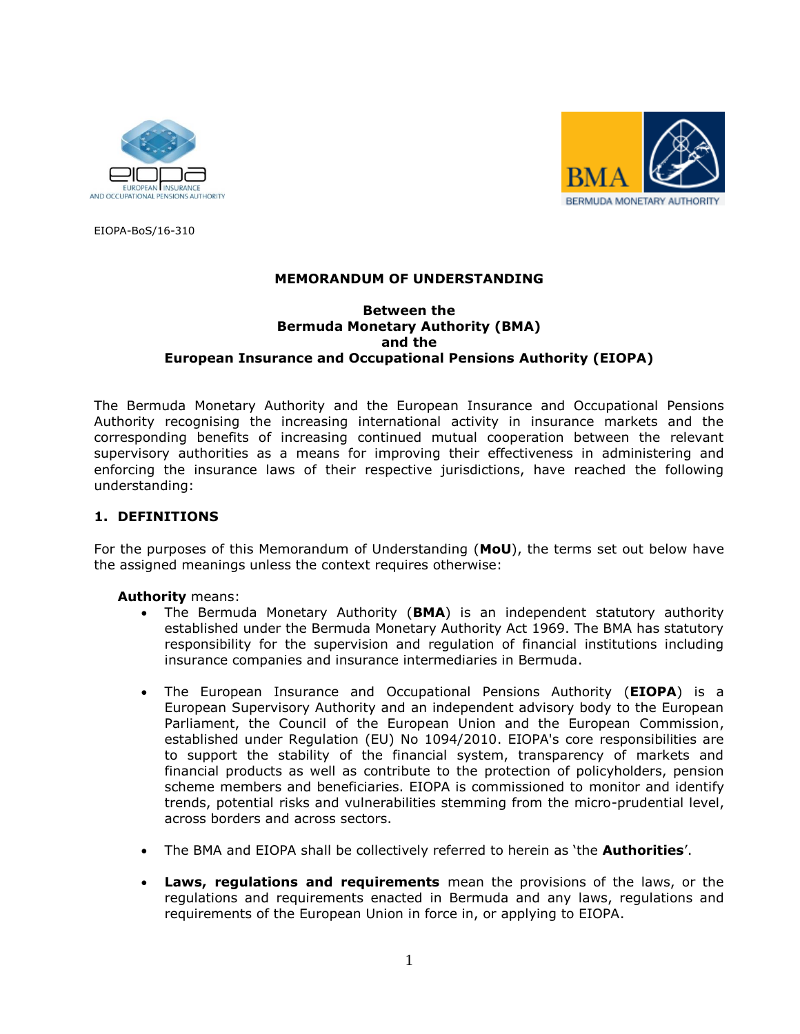EIOPA-BoS/16-310

# MEMORANDUM OF UNDERSTANDING

**Between the**
**Bermuda Monetary Authority (BMA)**
**and the**
**European Insurance and Occupational Pensions Authority (EIOPA)**

The Bermuda Monetary Authority and the European Insurance and Occupational Pensions Authority recognising the increasing international activity in insurance markets and the corresponding benefits of increasing continued mutual cooperation between the relevant supervisory authorities as a means for improving their effectiveness in administering and enforcing the insurance laws of their respective jurisdictions, have reached the following understanding:

## 1. DEFINITIONS

For the purposes of this Memorandum of Understanding (**MoU**), the terms set out below have the assigned meanings unless the context requires otherwise:

**Authority** means:

- The Bermuda Monetary Authority (**BMA**) is an independent statutory authority established under the Bermuda Monetary Authority Act 1969. The BMA has statutory responsibility for the supervision and regulation of financial institutions including insurance companies and insurance intermediaries in Bermuda.
- The European Insurance and Occupational Pensions Authority (**EIOPA**) is a European Supervisory Authority and an independent advisory body to the European Parliament, the Council of the European Union and the European Commission, established under Regulation (EU) No 1094/2010. EIOPA's core responsibilities are to support the stability of the financial system, transparency of markets and financial products as well as contribute to the protection of policyholders, pension scheme members and beneficiaries. EIOPA is commissioned to monitor and identify trends, potential risks and vulnerabilities stemming from the micro-prudential level, across borders and across sectors.
- The BMA and EIOPA shall be collectively referred to herein as 'the **Authorities**'.
- **Laws, regulations and requirements** mean the provisions of the laws, or the regulations and requirements enacted in Bermuda and any laws, regulations and requirements of the European Union in force in, or applying to EIOPA.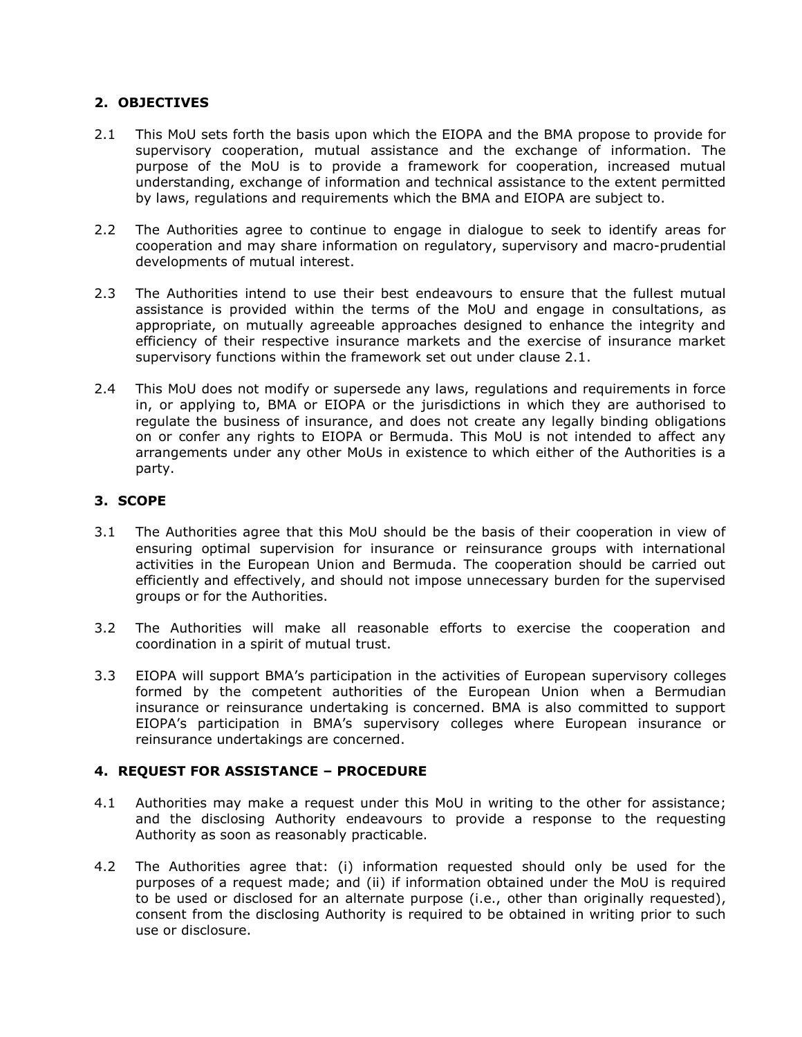## 2. OBJECTIVES

2.1 This MoU sets forth the basis upon which the EIOPA and the BMA propose to provide for supervisory cooperation, mutual assistance and the exchange of information. The purpose of the MoU is to provide a framework for cooperation, increased mutual understanding, exchange of information and technical assistance to the extent permitted by laws, regulations and requirements which the BMA and EIOPA are subject to.

2.2 The Authorities agree to continue to engage in dialogue to seek to identify areas for cooperation and may share information on regulatory, supervisory and macro-prudential developments of mutual interest.

2.3 The Authorities intend to use their best endeavours to ensure that the fullest mutual assistance is provided within the terms of the MoU and engage in consultations, as appropriate, on mutually agreeable approaches designed to enhance the integrity and efficiency of their respective insurance markets and the exercise of insurance market supervisory functions within the framework set out under clause 2.1.

2.4 This MoU does not modify or supersede any laws, regulations and requirements in force in, or applying to, BMA or EIOPA or the jurisdictions in which they are authorised to regulate the business of insurance, and does not create any legally binding obligations on or confer any rights to EIOPA or Bermuda. This MoU is not intended to affect any arrangements under any other MoUs in existence to which either of the Authorities is a party.

## 3. SCOPE

3.1 The Authorities agree that this MoU should be the basis of their cooperation in view of ensuring optimal supervision for insurance or reinsurance groups with international activities in the European Union and Bermuda. The cooperation should be carried out efficiently and effectively, and should not impose unnecessary burden for the supervised groups or for the Authorities.

3.2 The Authorities will make all reasonable efforts to exercise the cooperation and coordination in a spirit of mutual trust.

3.3 EIOPA will support BMA's participation in the activities of European supervisory colleges formed by the competent authorities of the European Union when a Bermudian insurance or reinsurance undertaking is concerned. BMA is also committed to support EIOPA's participation in BMA's supervisory colleges where European insurance or reinsurance undertakings are concerned.

## 4. REQUEST FOR ASSISTANCE – PROCEDURE

4.1 Authorities may make a request under this MoU in writing to the other for assistance; and the disclosing Authority endeavours to provide a response to the requesting Authority as soon as reasonably practicable.

4.2 The Authorities agree that: (i) information requested should only be used for the purposes of a request made; and (ii) if information obtained under the MoU is required to be used or disclosed for an alternate purpose (i.e., other than originally requested), consent from the disclosing Authority is required to be obtained in writing prior to such use or disclosure.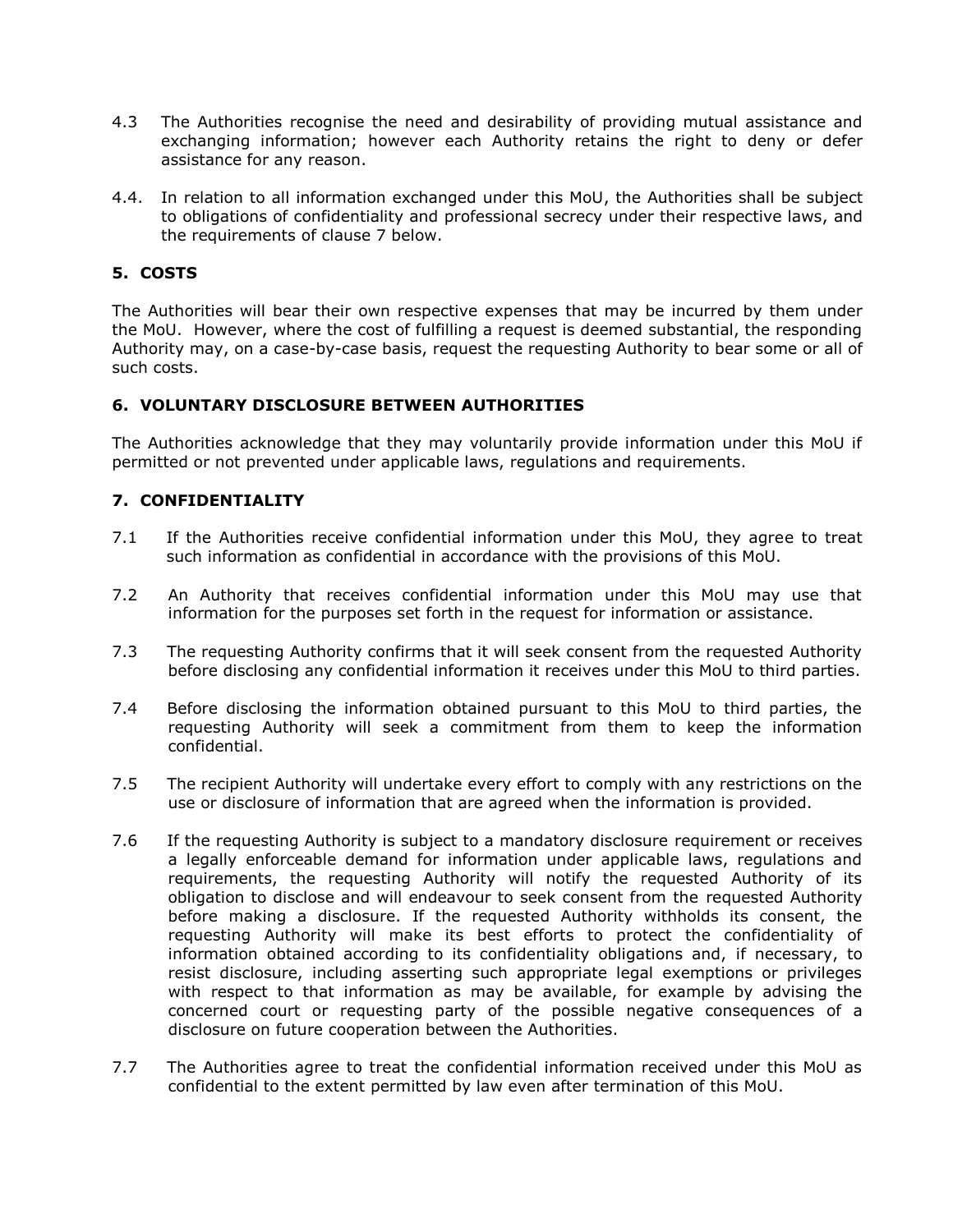4.3 The Authorities recognise the need and desirability of providing mutual assistance and exchanging information; however each Authority retains the right to deny or defer assistance for any reason.

4.4. In relation to all information exchanged under this MoU, the Authorities shall be subject to obligations of confidentiality and professional secrecy under their respective laws, and the requirements of clause 7 below.

## 5. COSTS

The Authorities will bear their own respective expenses that may be incurred by them under the MoU. However, where the cost of fulfilling a request is deemed substantial, the responding Authority may, on a case-by-case basis, request the requesting Authority to bear some or all of such costs.

## 6. VOLUNTARY DISCLOSURE BETWEEN AUTHORITIES

The Authorities acknowledge that they may voluntarily provide information under this MoU if permitted or not prevented under applicable laws, regulations and requirements.

## 7. CONFIDENTIALITY

7.1 If the Authorities receive confidential information under this MoU, they agree to treat such information as confidential in accordance with the provisions of this MoU.

7.2 An Authority that receives confidential information under this MoU may use that information for the purposes set forth in the request for information or assistance.

7.3 The requesting Authority confirms that it will seek consent from the requested Authority before disclosing any confidential information it receives under this MoU to third parties.

7.4 Before disclosing the information obtained pursuant to this MoU to third parties, the requesting Authority will seek a commitment from them to keep the information confidential.

7.5 The recipient Authority will undertake every effort to comply with any restrictions on the use or disclosure of information that are agreed when the information is provided.

7.6 If the requesting Authority is subject to a mandatory disclosure requirement or receives a legally enforceable demand for information under applicable laws, regulations and requirements, the requesting Authority will notify the requested Authority of its obligation to disclose and will endeavour to seek consent from the requested Authority before making a disclosure. If the requested Authority withholds its consent, the requesting Authority will make its best efforts to protect the confidentiality of information obtained according to its confidentiality obligations and, if necessary, to resist disclosure, including asserting such appropriate legal exemptions or privileges with respect to that information as may be available, for example by advising the concerned court or requesting party of the possible negative consequences of a disclosure on future cooperation between the Authorities.

7.7 The Authorities agree to treat the confidential information received under this MoU as confidential to the extent permitted by law even after termination of this MoU.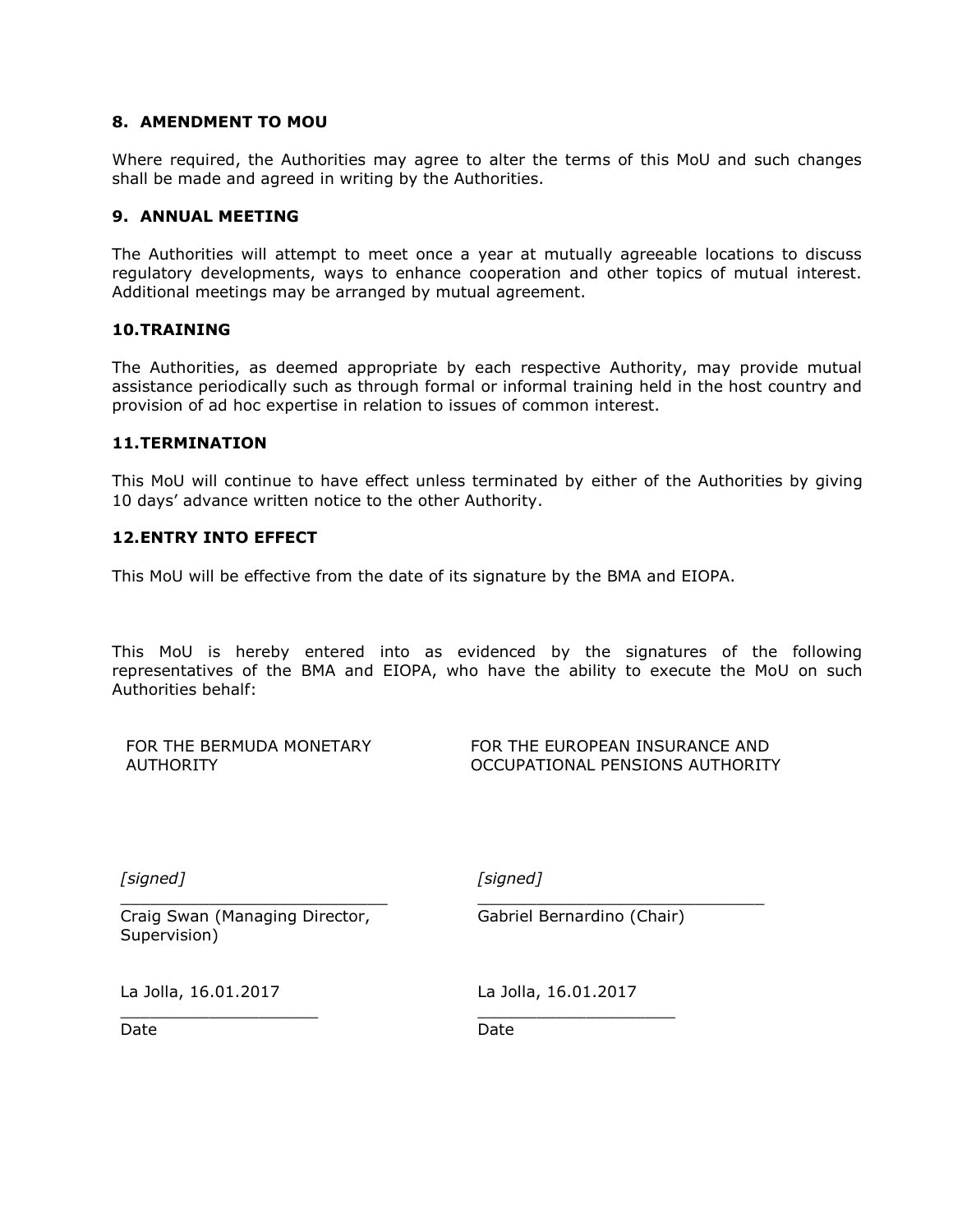## 8. AMENDMENT TO MOU

Where required, the Authorities may agree to alter the terms of this MoU and such changes shall be made and agreed in writing by the Authorities.

## 9. ANNUAL MEETING

The Authorities will attempt to meet once a year at mutually agreeable locations to discuss regulatory developments, ways to enhance cooperation and other topics of mutual interest. Additional meetings may be arranged by mutual agreement.

## 10. TRAINING

The Authorities, as deemed appropriate by each respective Authority, may provide mutual assistance periodically such as through formal or informal training held in the host country and provision of ad hoc expertise in relation to issues of common interest.

## 11. TERMINATION

This MoU will continue to have effect unless terminated by either of the Authorities by giving 10 days' advance written notice to the other Authority.

## 12. ENTRY INTO EFFECT

This MoU will be effective from the date of its signature by the BMA and EIOPA.

This MoU is hereby entered into as evidenced by the signatures of the following representatives of the BMA and EIOPA, who have the ability to execute the MoU on such Authorities behalf:

FOR THE BERMUDA MONETARY AUTHORITY

*[signed]*

___________________________

Craig Swan (Managing Director, Supervision)

La Jolla, 16.01.2017

____________________

Date

FOR THE EUROPEAN INSURANCE AND OCCUPATIONAL PENSIONS AUTHORITY

*[signed]*

_____________________________

Gabriel Bernardino (Chair)

La Jolla, 16.01.2017

____________________

Date